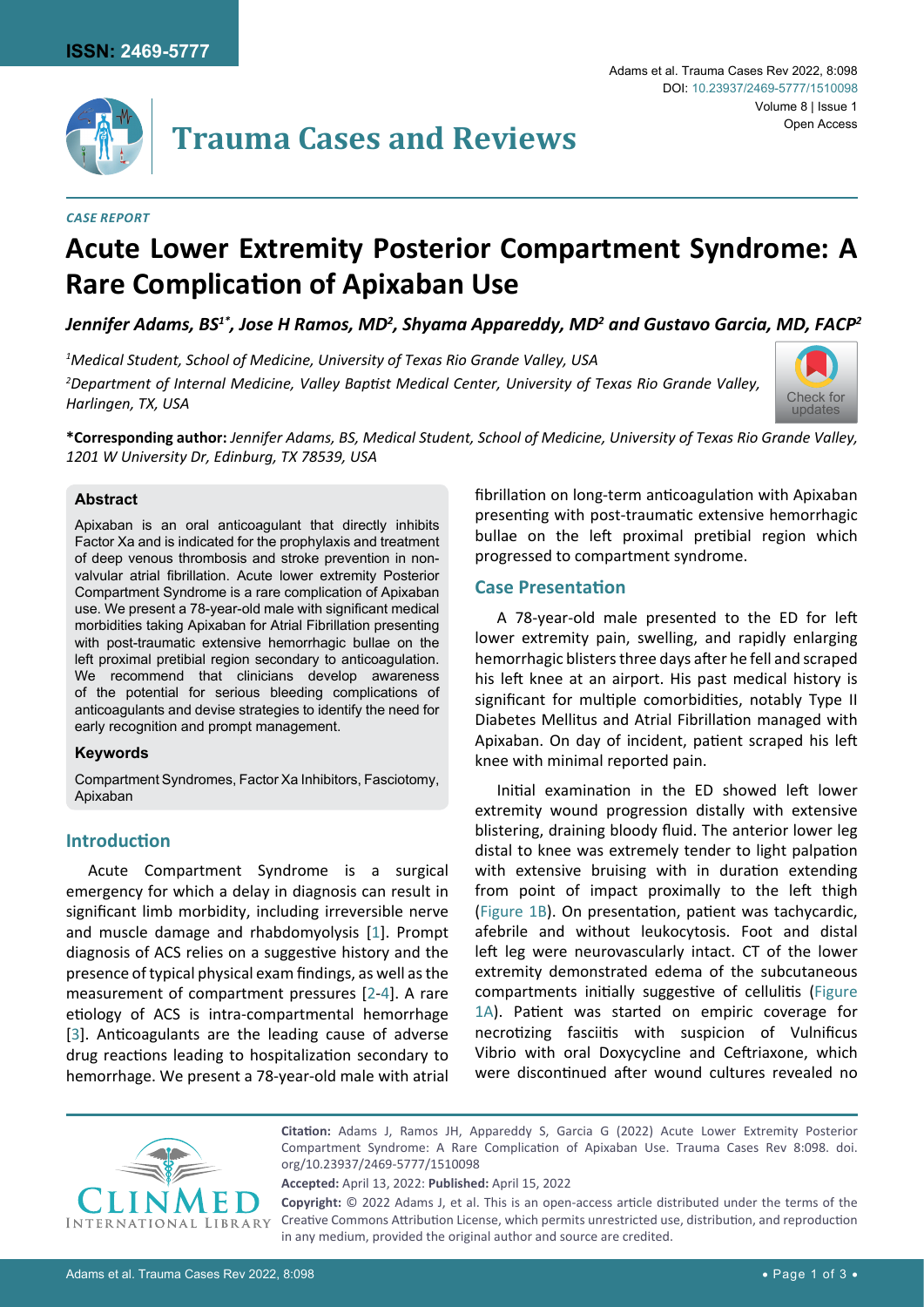**CASE REPORT**

# Acute Lower Extremity Posterior Compartment Syndrome: A Rare Complication of Apixaban Use

***Jennifer Adams, BS[1]\*, Jose H Ramos, MD[2], Shyama Appareddy, MD[2] and Gustavo Garcia, MD, FACP[2]***

*[1]Medical Student, School of Medicine, University of Texas Rio Grande Valley, USA*

*[2]Department of Internal Medicine, Valley Baptist Medical Center, University of Texas Rio Grande Valley, Harlingen, TX, USA*

**\*Corresponding author:** *Jennifer Adams, BS, Medical Student, School of Medicine, University of Texas Rio Grande Valley, 1201 W University Dr, Edinburg, TX 78539, USA*

### Abstract

Apixaban is an oral anticoagulant that directly inhibits Factor Xa and is indicated for the prophylaxis and treatment of deep venous thrombosis and stroke prevention in non-valvular atrial fibrillation. Acute lower extremity Posterior Compartment Syndrome is a rare complication of Apixaban use. We present a 78-year-old male with significant medical morbidities taking Apixaban for Atrial Fibrillation presenting with post-traumatic extensive hemorrhagic bullae on the left proximal pretibial region secondary to anticoagulation. We recommend that clinicians develop awareness of the potential for serious bleeding complications of anticoagulants and devise strategies to identify the need for early recognition and prompt management.

### Keywords

Compartment Syndromes, Factor Xa Inhibitors, Fasciotomy, Apixaban

## Introduction

Acute Compartment Syndrome is a surgical emergency for which a delay in diagnosis can result in significant limb morbidity, including irreversible nerve and muscle damage and rhabdomyolysis [1]. Prompt diagnosis of ACS relies on a suggestive history and the presence of typical physical exam findings, as well as the measurement of compartment pressures [2-4]. A rare etiology of ACS is intra-compartmental hemorrhage [3]. Anticoagulants are the leading cause of adverse drug reactions leading to hospitalization secondary to hemorrhage. We present a 78-year-old male with atrial fibrillation on long-term anticoagulation with Apixaban presenting with post-traumatic extensive hemorrhagic bullae on the left proximal pretibial region which progressed to compartment syndrome.

## Case Presentation

A 78-year-old male presented to the ED for left lower extremity pain, swelling, and rapidly enlarging hemorrhagic blisters three days after he fell and scraped his left knee at an airport. His past medical history is significant for multiple comorbidities, notably Type II Diabetes Mellitus and Atrial Fibrillation managed with Apixaban. On day of incident, patient scraped his left knee with minimal reported pain.

Initial examination in the ED showed left lower extremity wound progression distally with extensive blistering, draining bloody fluid. The anterior lower leg distal to knee was extremely tender to light palpation with extensive bruising with in duration extending from point of impact proximally to the left thigh (Figure 1B). On presentation, patient was tachycardic, afebrile and without leukocytosis. Foot and distal left leg were neurovascularly intact. CT of the lower extremity demonstrated edema of the subcutaneous compartments initially suggestive of cellulitis (Figure 1A). Patient was started on empiric coverage for necrotizing fasciitis with suspicion of Vulnificus Vibrio with oral Doxycycline and Ceftriaxone, which were discontinued after wound cultures revealed no

**Citation:** Adams J, Ramos JH, Appareddy S, Garcia G (2022) Acute Lower Extremity Posterior Compartment Syndrome: A Rare Complication of Apixaban Use. Trauma Cases Rev 8:098. doi.org/10.23937/2469-5777/1510098

**Accepted:** April 13, 2022: **Published:** April 15, 2022

**Copyright:** © 2022 Adams J, et al. This is an open-access article distributed under the terms of the Creative Commons Attribution License, which permits unrestricted use, distribution, and reproduction in any medium, provided the original author and source are credited.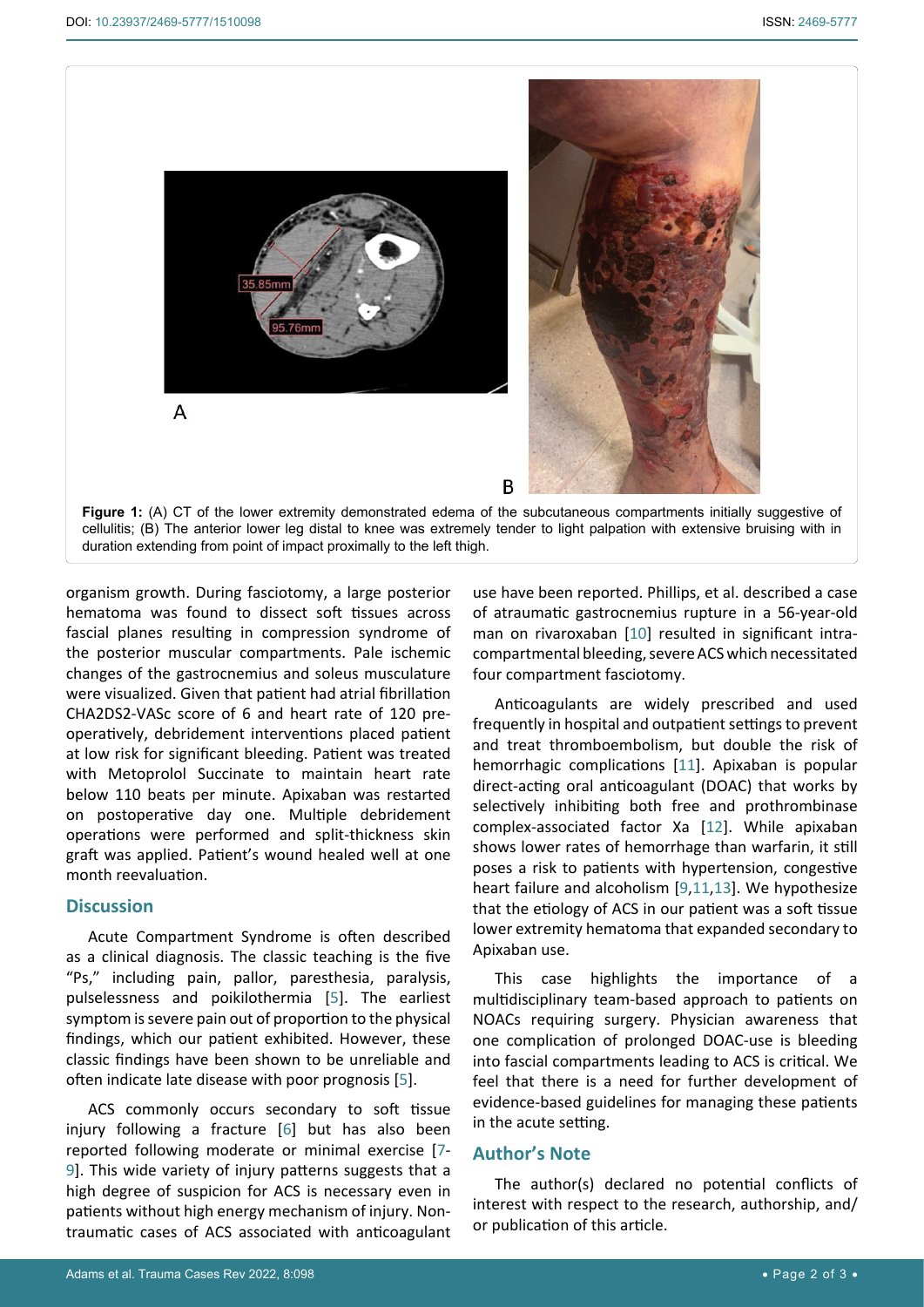Figure 1: (A) CT of the lower extremity demonstrated edema of the subcutaneous compartments initially suggestive of cellulitis; (B) The anterior lower leg distal to knee was extremely tender to light palpation with extensive bruising with in duration extending from point of impact proximally to the left thigh.

organism growth. During fasciotomy, a large posterior hematoma was found to dissect soft tissues across fascial planes resulting in compression syndrome of the posterior muscular compartments. Pale ischemic changes of the gastrocnemius and soleus musculature were visualized. Given that patient had atrial fibrillation CHA2DS2-VASc score of 6 and heart rate of 120 pre-operatively, debridement interventions placed patient at low risk for significant bleeding. Patient was treated with Metoprolol Succinate to maintain heart rate below 110 beats per minute. Apixaban was restarted on postoperative day one. Multiple debridement operations were performed and split-thickness skin graft was applied. Patient's wound healed well at one month reevaluation.

## Discussion

Acute Compartment Syndrome is often described as a clinical diagnosis. The classic teaching is the five "Ps," including pain, pallor, paresthesia, paralysis, pulselessness and poikilothermia [5]. The earliest symptom is severe pain out of proportion to the physical findings, which our patient exhibited. However, these classic findings have been shown to be unreliable and often indicate late disease with poor prognosis [5].

ACS commonly occurs secondary to soft tissue injury following a fracture [6] but has also been reported following moderate or minimal exercise [7-9]. This wide variety of injury patterns suggests that a high degree of suspicion for ACS is necessary even in patients without high energy mechanism of injury. Non-traumatic cases of ACS associated with anticoagulant use have been reported. Phillips, et al. described a case of atraumatic gastrocnemius rupture in a 56-year-old man on rivaroxaban [10] resulted in significant intra-compartmental bleeding, severe ACS which necessitated four compartment fasciotomy.

Anticoagulants are widely prescribed and used frequently in hospital and outpatient settings to prevent and treat thromboembolism, but double the risk of hemorrhagic complications [11]. Apixaban is popular direct-acting oral anticoagulant (DOAC) that works by selectively inhibiting both free and prothrombinase complex-associated factor Xa [12]. While apixaban shows lower rates of hemorrhage than warfarin, it still poses a risk to patients with hypertension, congestive heart failure and alcoholism [9,11,13]. We hypothesize that the etiology of ACS in our patient was a soft tissue lower extremity hematoma that expanded secondary to Apixaban use.

This case highlights the importance of a multidisciplinary team-based approach to patients on NOACs requiring surgery. Physician awareness that one complication of prolonged DOAC-use is bleeding into fascial compartments leading to ACS is critical. We feel that there is a need for further development of evidence-based guidelines for managing these patients in the acute setting.

## Author's Note

The author(s) declared no potential conflicts of interest with respect to the research, authorship, and/or publication of this article.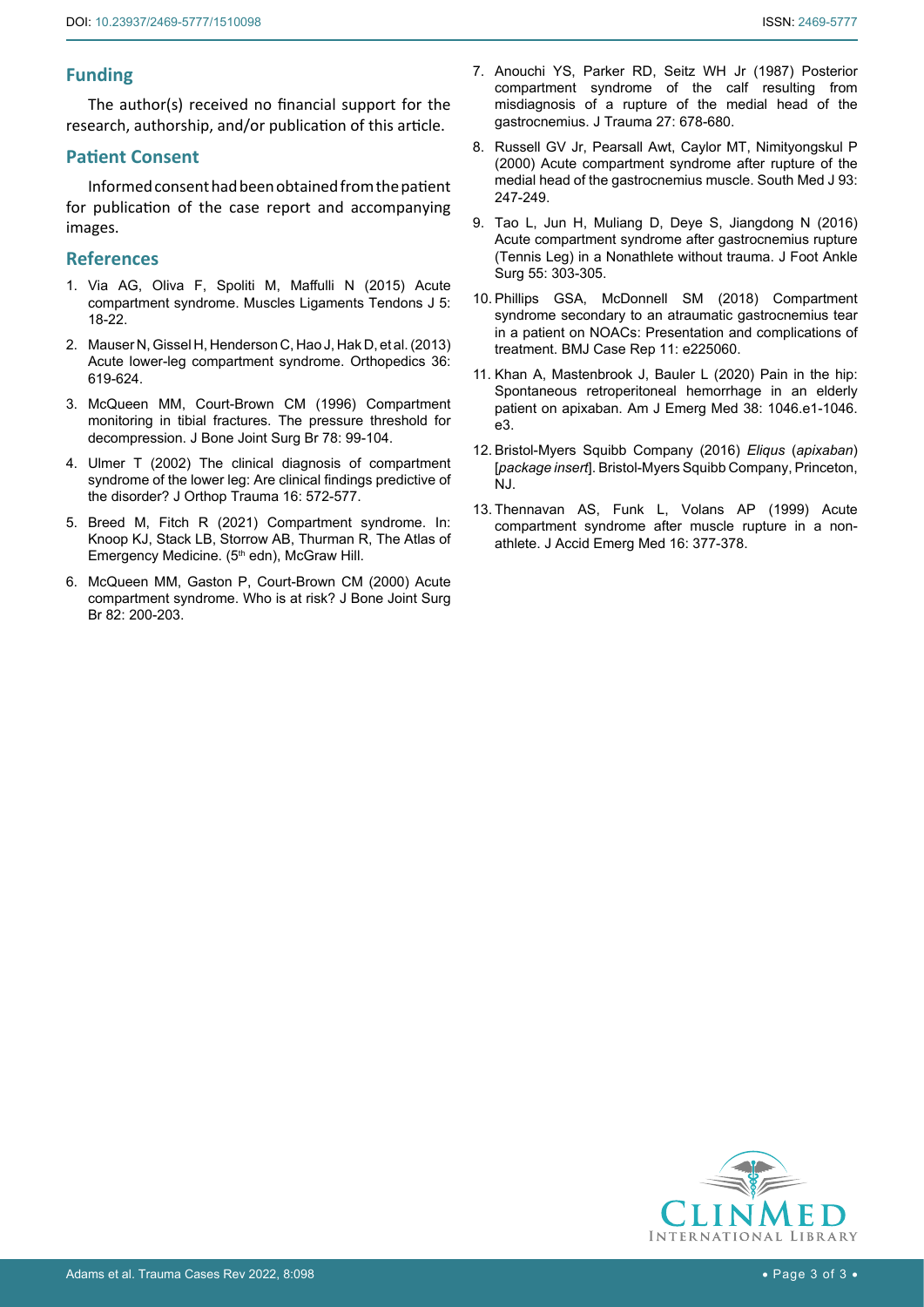## Funding

The author(s) received no financial support for the research, authorship, and/or publication of this article.

## Patient Consent

Informed consent had been obtained from the patient for publication of the case report and accompanying images.

## References

1. Via AG, Oliva F, Spoliti M, Maffulli N (2015) Acute compartment syndrome. Muscles Ligaments Tendons J 5: 18-22.
2. Mauser N, Gissel H, Henderson C, Hao J, Hak D, et al. (2013) Acute lower-leg compartment syndrome. Orthopedics 36: 619-624.
3. McQueen MM, Court-Brown CM (1996) Compartment monitoring in tibial fractures. The pressure threshold for decompression. J Bone Joint Surg Br 78: 99-104.
4. Ulmer T (2002) The clinical diagnosis of compartment syndrome of the lower leg: Are clinical findings predictive of the disorder? J Orthop Trauma 16: 572-577.
5. Breed M, Fitch R (2021) Compartment syndrome. In: Knoop KJ, Stack LB, Storrow AB, Thurman R, The Atlas of Emergency Medicine. (5th edn), McGraw Hill.
6. McQueen MM, Gaston P, Court-Brown CM (2000) Acute compartment syndrome. Who is at risk? J Bone Joint Surg Br 82: 200-203.
7. Anouchi YS, Parker RD, Seitz WH Jr (1987) Posterior compartment syndrome of the calf resulting from misdiagnosis of a rupture of the medial head of the gastrocnemius. J Trauma 27: 678-680.
8. Russell GV Jr, Pearsall Awt, Caylor MT, Nimityongskul P (2000) Acute compartment syndrome after rupture of the medial head of the gastrocnemius muscle. South Med J 93: 247-249.
9. Tao L, Jun H, Muliang D, Deye S, Jiangdong N (2016) Acute compartment syndrome after gastrocnemius rupture (Tennis Leg) in a Nonathlete without trauma. J Foot Ankle Surg 55: 303-305.
10. Phillips GSA, McDonnell SM (2018) Compartment syndrome secondary to an atraumatic gastrocnemius tear in a patient on NOACs: Presentation and complications of treatment. BMJ Case Rep 11: e225060.
11. Khan A, Mastenbrook J, Bauler L (2020) Pain in the hip: Spontaneous retroperitoneal hemorrhage in an elderly patient on apixaban. Am J Emerg Med 38: 1046.e1-1046.e3.
12. Bristol-Myers Squibb Company (2016) *Eliqus* (*apixaban*) [*package insert*]. Bristol-Myers Squibb Company, Princeton, NJ.
13. Thennavan AS, Funk L, Volans AP (1999) Acute compartment syndrome after muscle rupture in a non-athlete. J Accid Emerg Med 16: 377-378.